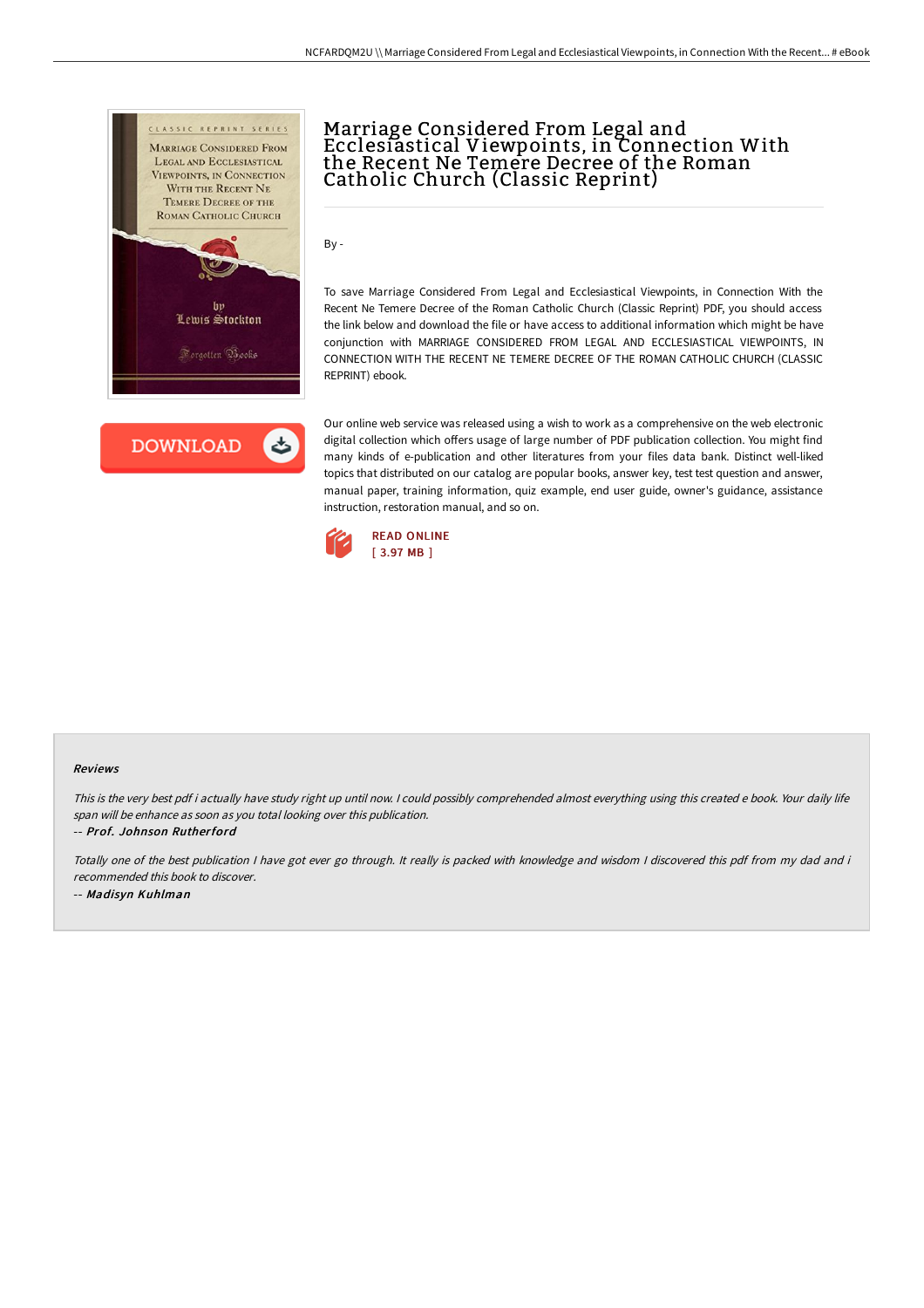# Marriage Considered From Legal and Ecclesiastical Viewpoints, in Connection With the Recent Ne Temere Decree of the Roman Catholic Church (Classic Reprint)

By -

To save Marriage Considered From Legal and Ecclesiastical Viewpoints, in Connection With the Recent Ne Temere Decree of the Roman Catholic Church (Classic Reprint) PDF, you should access the link below and download the file or have access to additional information which might be have conjunction with MARRIAGE CONSIDERED FROM LEGAL AND ECCLESIASTICAL VIEWPOINTS, IN CONNECTION WITH THE RECENT NE TEMERE DECREE OF THE ROMAN CATHOLIC CHURCH (CLASSIC REPRINT) ebook.

DOWNLOAD

Our online web service was released using a wish to work as a comprehensive on the web electronic digital collection which offers usage of large number of PDF publication collection. You might find many kinds of e-publication and other literatures from your files data bank. Distinct well-liked topics that distributed on our catalog are popular books, answer key, test test question and answer, manual paper, training information, quiz example, end user guide, owner's guidance, assistance instruction, restoration manual, and so on.

READ ONLINE
[ 3.97 MB ]

## Reviews

*This is the very best pdf i actually have study right up until now. I could possibly comprehended almost everything using this created e book. Your daily life span will be enhance as soon as you total looking over this publication.*

-- ***Prof. Johnson Rutherford***

*Totally one of the best publication I have got ever go through. It really is packed with knowledge and wisdom I discovered this pdf from my dad and i recommended this book to discover.*

-- ***Madisyn Kuhlman***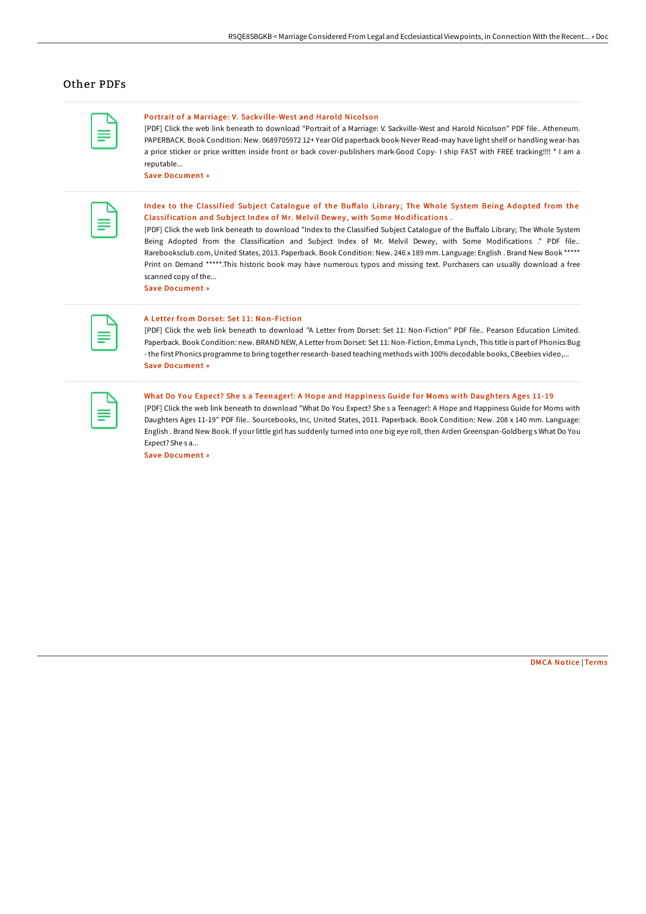## Other PDFs

### Portrait of a Marriage: V. Sackville-West and Harold Nicolson

[PDF] Click the web link beneath to download "Portrait of a Marriage: V. Sackville-West and Harold Nicolson" PDF file.. Atheneum. PAPERBACK. Book Condition: New. 0689705972 12+ Year Old paperback book-Never Read-may have light shelf or handling wear-has a price sticker or price written inside front or back cover-publishers mark-Good Copy- I ship FAST with FREE tracking!!!! * I am a reputable...

Save Document »

### Index to the Classified Subject Catalogue of the Buffalo Library; The Whole System Being Adopted from the Classification and Subject Index of Mr. Melvil Dewey, with Some Modifications .

[PDF] Click the web link beneath to download "Index to the Classified Subject Catalogue of the Buffalo Library; The Whole System Being Adopted from the Classification and Subject Index of Mr. Melvil Dewey, with Some Modifications ." PDF file.. Rarebooksclub.com, United States, 2013. Paperback. Book Condition: New. 246 x 189 mm. Language: English . Brand New Book ***** Print on Demand *****.This historic book may have numerous typos and missing text. Purchasers can usually download a free scanned copy of the...

Save Document »

### A Letter from Dorset: Set 11: Non-Fiction

[PDF] Click the web link beneath to download "A Letter from Dorset: Set 11: Non-Fiction" PDF file.. Pearson Education Limited. Paperback. Book Condition: new. BRAND NEW, A Letter from Dorset: Set 11: Non-Fiction, Emma Lynch, This title is part of Phonics Bug - the first Phonics programme to bring together research-based teaching methods with 100% decodable books, CBeebies video,...

Save Document »

### What Do You Expect? She s a Teenager!: A Hope and Happiness Guide for Moms with Daughters Ages 11-19

[PDF] Click the web link beneath to download "What Do You Expect? She s a Teenager!: A Hope and Happiness Guide for Moms with Daughters Ages 11-19" PDF file.. Sourcebooks, Inc, United States, 2011. Paperback. Book Condition: New. 208 x 140 mm. Language: English . Brand New Book. If your little girl has suddenly turned into one big eye roll, then Arden Greenspan-Goldberg s What Do You Expect? She s a...

Save Document »

DMCA Notice | Terms